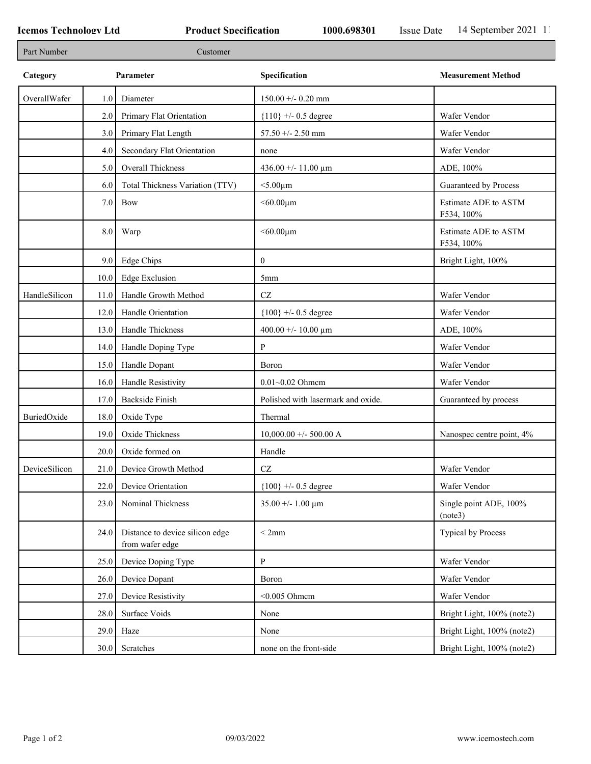**Icemos Technology Ltd** **Product Specification** **1000.698301** Issue Date 14 September 2021 11

| Part Number | Customer |
|---|---|

| Category | | Parameter | Specification | Measurement Method |
|---|---|---|---|---|
| OverallWafer | 1.0 | Diameter | 150.00 +/- 0.20 mm | |
| | 2.0 | Primary Flat Orientation | {110} +/- 0.5 degree | Wafer Vendor |
| | 3.0 | Primary Flat Length | 57.50 +/- 2.50 mm | Wafer Vendor |
| | 4.0 | Secondary Flat Orientation | none | Wafer Vendor |
| | 5.0 | Overall Thickness | 436.00 +/- 11.00 µm | ADE, 100% |
| | 6.0 | Total Thickness Variation (TTV) | <5.00µm | Guaranteed by Process |
| | 7.0 | Bow | <60.00µm | Estimate ADE to ASTM F534, 100% |
| | 8.0 | Warp | <60.00µm | Estimate ADE to ASTM F534, 100% |
| | 9.0 | Edge Chips | 0 | Bright Light, 100% |
| | 10.0 | Edge Exclusion | 5mm | |
| HandleSilicon | 11.0 | Handle Growth Method | CZ | Wafer Vendor |
| | 12.0 | Handle Orientation | {100} +/- 0.5 degree | Wafer Vendor |
| | 13.0 | Handle Thickness | 400.00 +/- 10.00 µm | ADE, 100% |
| | 14.0 | Handle Doping Type | P | Wafer Vendor |
| | 15.0 | Handle Dopant | Boron | Wafer Vendor |
| | 16.0 | Handle Resistivity | 0.01~0.02 Ohmcm | Wafer Vendor |
| | 17.0 | Backside Finish | Polished with lasermark and oxide. | Guaranteed by process |
| BuriedOxide | 18.0 | Oxide Type | Thermal | |
| | 19.0 | Oxide Thickness | 10,000.00 +/- 500.00 A | Nanospec centre point, 4% |
| | 20.0 | Oxide formed on | Handle | |
| DeviceSilicon | 21.0 | Device Growth Method | CZ | Wafer Vendor |
| | 22.0 | Device Orientation | {100} +/- 0.5 degree | Wafer Vendor |
| | 23.0 | Nominal Thickness | 35.00 +/- 1.00 µm | Single point ADE, 100% (note3) |
| | 24.0 | Distance to device silicon edge from wafer edge | < 2mm | Typical by Process |
| | 25.0 | Device Doping Type | P | Wafer Vendor |
| | 26.0 | Device Dopant | Boron | Wafer Vendor |
| | 27.0 | Device Resistivity | <0.005 Ohmcm | Wafer Vendor |
| | 28.0 | Surface Voids | None | Bright Light, 100% (note2) |
| | 29.0 | Haze | None | Bright Light, 100% (note2) |
| | 30.0 | Scratches | none on the front-side | Bright Light, 100% (note2) |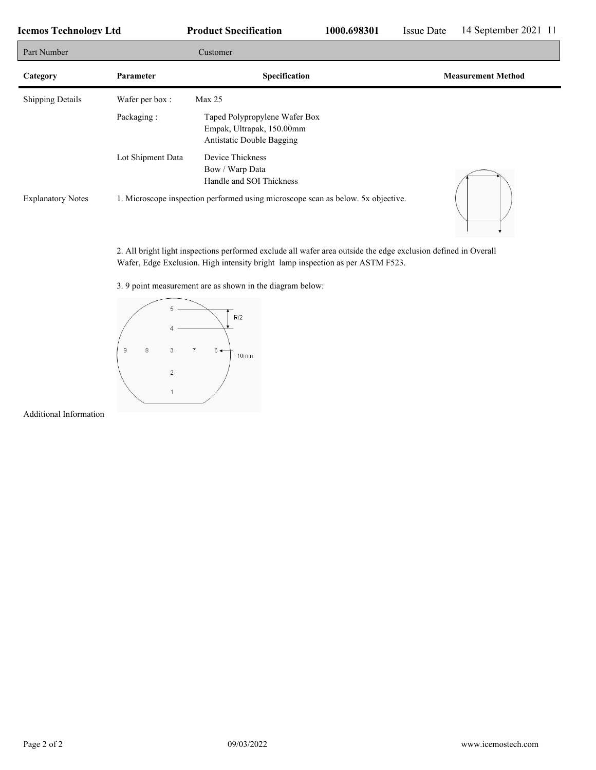| Part Number | Customer | | |
|---|---|---|---|
| **Category** | **Parameter** | **Specification** | **Measurement Method** |
| Shipping Details | Wafer per box : | Max 25 | |
| | Packaging : | Taped Polypropylene Wafer Box<br>Empak, Ultrapak, 150.00mm<br>Antistatic Double Bagging | |
| | Lot Shipment Data | Device Thickness<br>Bow / Warp Data<br>Handle and SOI Thickness | |
| Explanatory Notes | 1. Microscope inspection performed using microscope scan as below. 5x objective. | | |
| | 2. All bright light inspections performed exclude all wafer area outside the edge exclusion defined in Overall Wafer, Edge Exclusion. High intensity bright lamp inspection as per ASTM F523. | | |
| | 3. 9 point measurement are as shown in the diagram below: | | |
| Additional Information | | | |

5
4
9 8 3 7 6
2
1
R/2
10mm